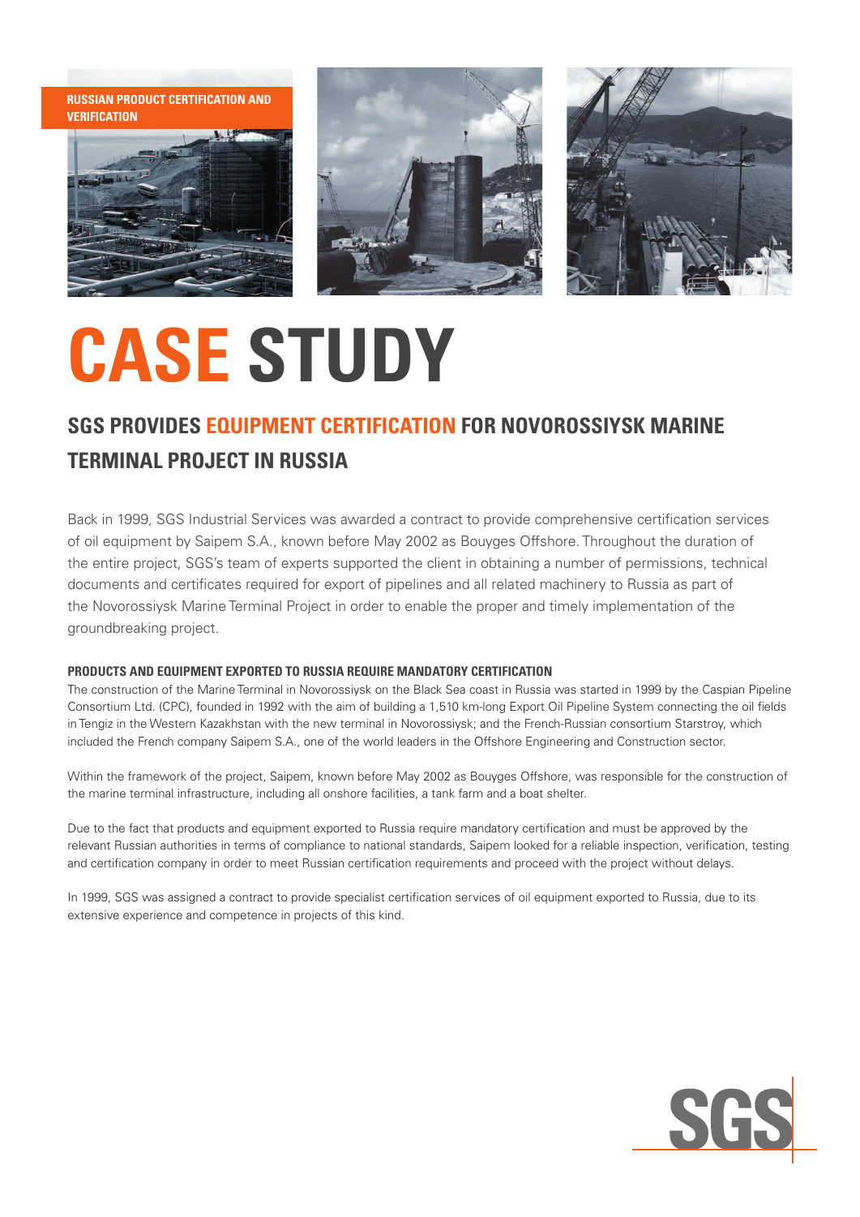RUSSIAN PRODUCT CERTIFICATION AND VERIFICATION

# CASE STUDY

## SGS PROVIDES EQUIPMENT CERTIFICATION FOR NOVOROSSIYSK MARINE TERMINAL PROJECT IN RUSSIA

Back in 1999, SGS Industrial Services was awarded a contract to provide comprehensive certification services of oil equipment by Saipem S.A., known before May 2002 as Bouygues Offshore. Throughout the duration of the entire project, SGS's team of experts supported the client in obtaining a number of permissions, technical documents and certificates required for export of pipelines and all related machinery to Russia as part of the Novorossiysk Marine Terminal Project in order to enable the proper and timely implementation of the groundbreaking project.

### PRODUCTS AND EQUIPMENT EXPORTED TO RUSSIA REQUIRE MANDATORY CERTIFICATION

The construction of the Marine Terminal in Novorossiysk on the Black Sea coast in Russia was started in 1999 by the Caspian Pipeline Consortium Ltd. (CPC), founded in 1992 with the aim of building a 1,510 km-long Export Oil Pipeline System connecting the oil fields in Tengiz in the Western Kazakhstan with the new terminal in Novorossiysk; and the French-Russian consortium Starstroy, which included the French company Saipem S.A., one of the world leaders in the Offshore Engineering and Construction sector.

Within the framework of the project, Saipem, known before May 2002 as Bouygues Offshore, was responsible for the construction of the marine terminal infrastructure, including all onshore facilities, a tank farm and a boat shelter.

Due to the fact that products and equipment exported to Russia require mandatory certification and must be approved by the relevant Russian authorities in terms of compliance to national standards, Saipem looked for a reliable inspection, verification, testing and certification company in order to meet Russian certification requirements and proceed with the project without delays.

In 1999, SGS was assigned a contract to provide specialist certification services of oil equipment exported to Russia, due to its extensive experience and competence in projects of this kind.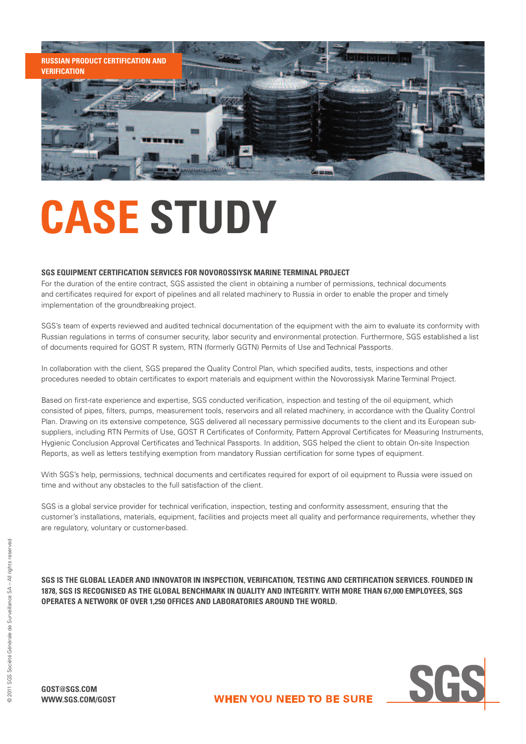RUSSIAN PRODUCT CERTIFICATION AND VERIFICATION

# CASE STUDY

### SGS EQUIPMENT CERTIFICATION SERVICES FOR NOVOROSSIYSK MARINE TERMINAL PROJECT

For the duration of the entire contract, SGS assisted the client in obtaining a number of permissions, technical documents and certificates required for export of pipelines and all related machinery to Russia in order to enable the proper and timely implementation of the groundbreaking project.

SGS's team of experts reviewed and audited technical documentation of the equipment with the aim to evaluate its conformity with Russian regulations in terms of consumer security, labor security and environmental protection. Furthermore, SGS established a list of documents required for GOST R system, RTN (formerly GGTN) Permits of Use and Technical Passports.

In collaboration with the client, SGS prepared the Quality Control Plan, which specified audits, tests, inspections and other procedures needed to obtain certificates to export materials and equipment within the Novorossiysk Marine Terminal Project.

Based on first-rate experience and expertise, SGS conducted verification, inspection and testing of the oil equipment, which consisted of pipes, filters, pumps, measurement tools, reservoirs and all related machinery, in accordance with the Quality Control Plan. Drawing on its extensive competence, SGS delivered all necessary permissive documents to the client and its European sub-suppliers, including RTN Permits of Use, GOST R Certificates of Conformity, Pattern Approval Certificates for Measuring Instruments, Hygienic Conclusion Approval Certificates and Technical Passports. In addition, SGS helped the client to obtain On-site Inspection Reports, as well as letters testifying exemption from mandatory Russian certification for some types of equipment.

With SGS's help, permissions, technical documents and certificates required for export of oil equipment to Russia were issued on time and without any obstacles to the full satisfaction of the client.

SGS is a global service provider for technical verification, inspection, testing and conformity assessment, ensuring that the customer's installations, materials, equipment, facilities and projects meet all quality and performance requirements, whether they are regulatory, voluntary or customer-based.

**SGS IS THE GLOBAL LEADER AND INNOVATOR IN INSPECTION, VERIFICATION, TESTING AND CERTIFICATION SERVICES. FOUNDED IN 1878, SGS IS RECOGNISED AS THE GLOBAL BENCHMARK IN QUALITY AND INTEGRITY. WITH MORE THAN 67,000 EMPLOYEES, SGS OPERATES A NETWORK OF OVER 1,250 OFFICES AND LABORATORIES AROUND THE WORLD.**

© 2011 SGS Société Générale de Surveillance SA – All rights reserved

**GOST@SGS.COM**
**WWW.SGS.COM/GOST**

**WHEN YOU NEED TO BE SURE**

SGS